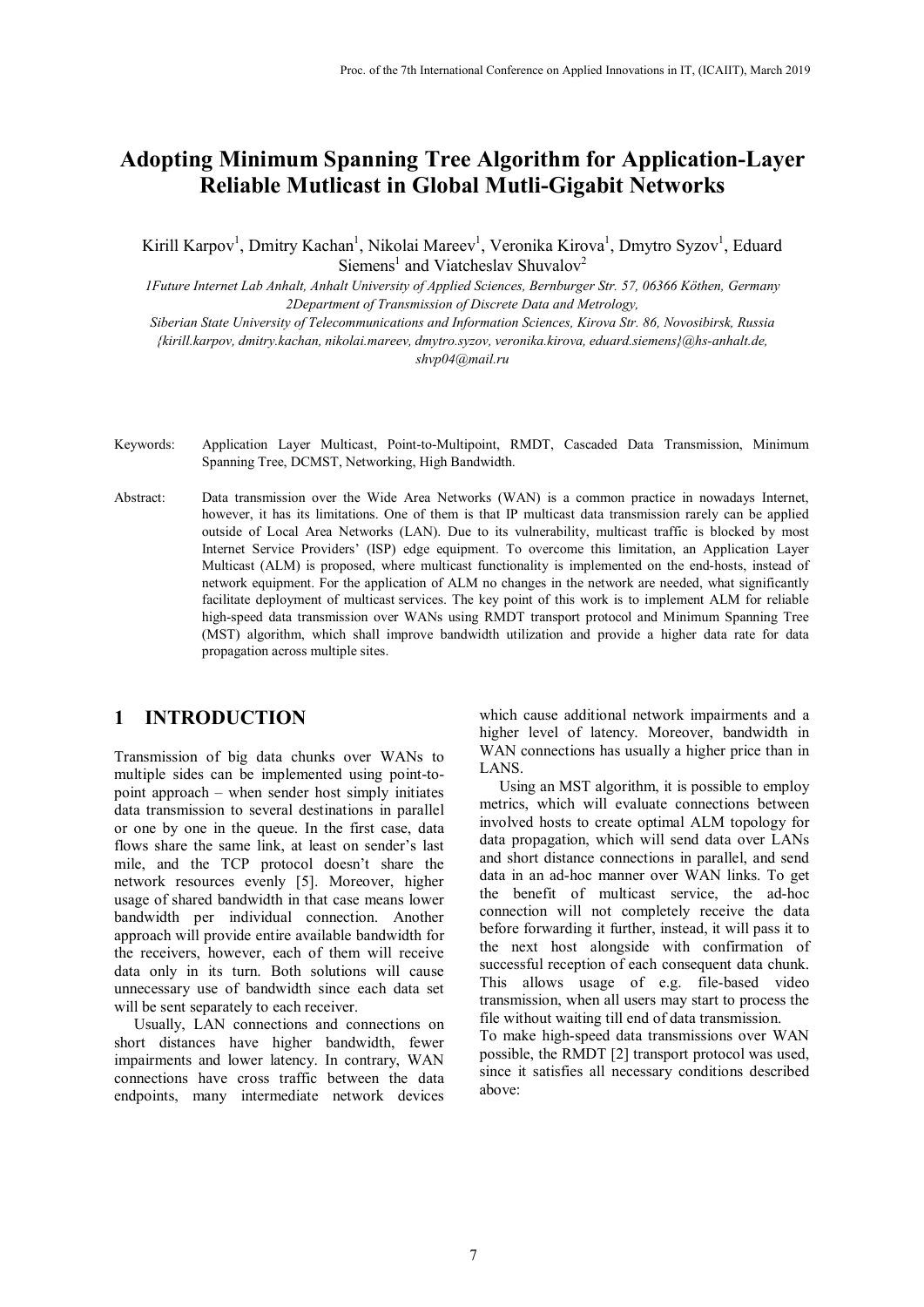# Adopting Minimum Spanning Tree Algorithm for Application-Layer Reliable Mutlicast in Global Mutli-Gigabit Networks

Kirill Karpov[1], Dmitry Kachan[1], Nikolai Mareev[1], Veronika Kirova[1], Dmytro Syzov[1], Eduard Siemens[1] and Viatcheslav Shuvalov[2]

*1Future Internet Lab Anhalt, Anhalt University of Applied Sciences, Bernburger Str. 57, 06366 Köthen, Germany*
*2Department of Transmission of Discrete Data and Metrology,*
*Siberian State University of Telecommunications and Information Sciences, Kirova Str. 86, Novosibirsk, Russia*
*{kirill.karpov, dmitry.kachan, nikolai.mareev, dmytro.syzov, veronika.kirova, eduard.siemens}@hs-anhalt.de, shvp04@mail.ru*

Keywords: Application Layer Multicast, Point-to-Multipoint, RMDT, Cascaded Data Transmission, Minimum Spanning Tree, DCMST, Networking, High Bandwidth.

Abstract: Data transmission over the Wide Area Networks (WAN) is a common practice in nowadays Internet, however, it has its limitations. One of them is that IP multicast data transmission rarely can be applied outside of Local Area Networks (LAN). Due to its vulnerability, multicast traffic is blocked by most Internet Service Providers' (ISP) edge equipment. To overcome this limitation, an Application Layer Multicast (ALM) is proposed, where multicast functionality is implemented on the end-hosts, instead of network equipment. For the application of ALM no changes in the network are needed, what significantly facilitate deployment of multicast services. The key point of this work is to implement ALM for reliable high-speed data transmission over WANs using RMDT transport protocol and Minimum Spanning Tree (MST) algorithm, which shall improve bandwidth utilization and provide a higher data rate for data propagation across multiple sites.

## 1 INTRODUCTION

Transmission of big data chunks over WANs to multiple sides can be implemented using point-to-point approach – when sender host simply initiates data transmission to several destinations in parallel or one by one in the queue. In the first case, data flows share the same link, at least on sender's last mile, and the TCP protocol doesn't share the network resources evenly [5]. Moreover, higher usage of shared bandwidth in that case means lower bandwidth per individual connection. Another approach will provide entire available bandwidth for the receivers, however, each of them will receive data only in its turn. Both solutions will cause unnecessary use of bandwidth since each data set will be sent separately to each receiver.

Usually, LAN connections and connections on short distances have higher bandwidth, fewer impairments and lower latency. In contrary, WAN connections have cross traffic between the data endpoints, many intermediate network devices which cause additional network impairments and a higher level of latency. Moreover, bandwidth in WAN connections has usually a higher price than in LANS.

Using an MST algorithm, it is possible to employ metrics, which will evaluate connections between involved hosts to create optimal ALM topology for data propagation, which will send data over LANs and short distance connections in parallel, and send data in an ad-hoc manner over WAN links. To get the benefit of multicast service, the ad-hoc connection will not completely receive the data before forwarding it further, instead, it will pass it to the next host alongside with confirmation of successful reception of each consequent data chunk. This allows usage of e.g. file-based video transmission, when all users may start to process the file without waiting till end of data transmission.

To make high-speed data transmissions over WAN possible, the RMDT [2] transport protocol was used, since it satisfies all necessary conditions described above: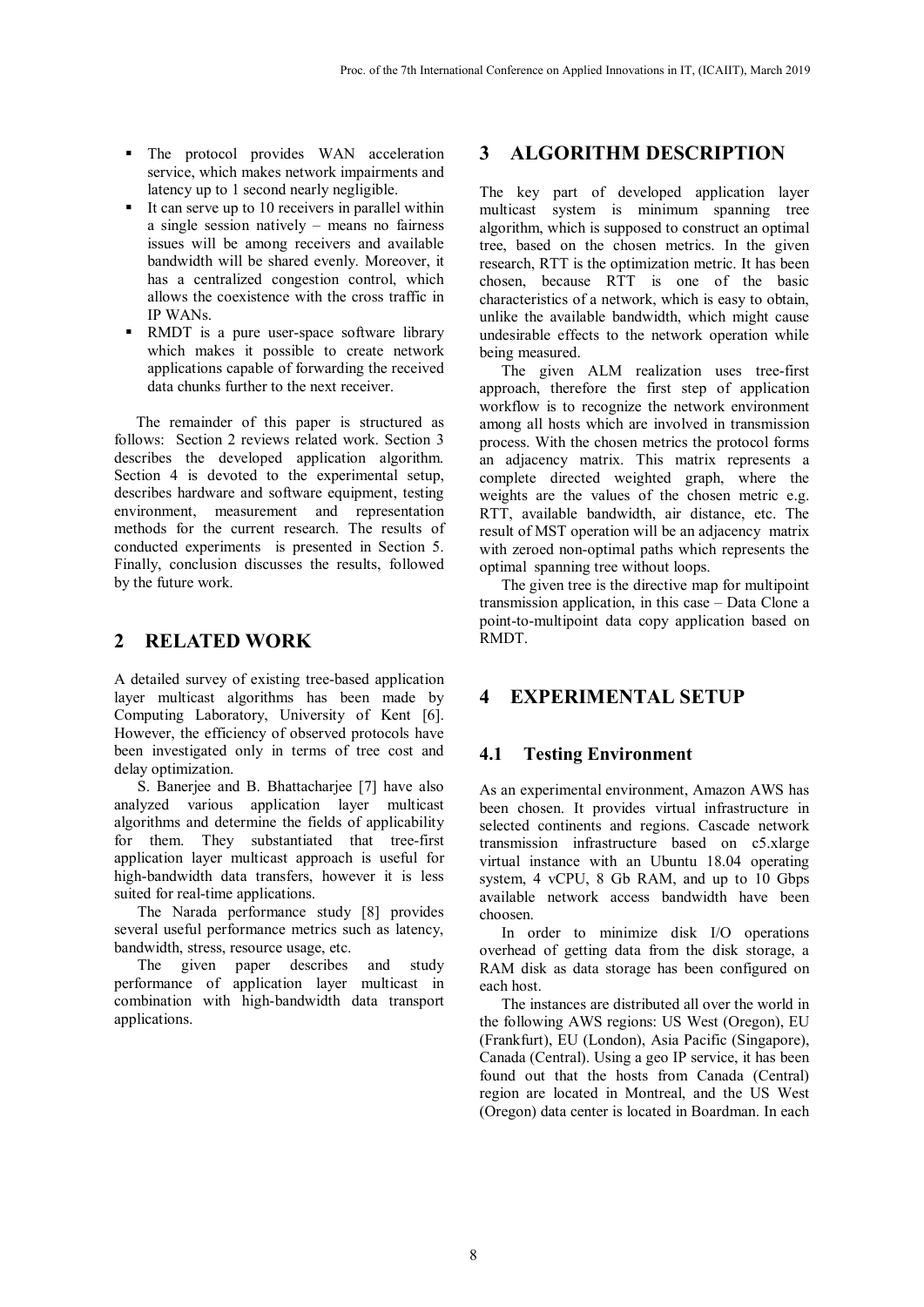- The protocol provides WAN acceleration service, which makes network impairments and latency up to 1 second nearly negligible.
- It can serve up to 10 receivers in parallel within a single session natively – means no fairness issues will be among receivers and available bandwidth will be shared evenly. Moreover, it has a centralized congestion control, which allows the coexistence with the cross traffic in IP WANs.
- RMDT is a pure user-space software library which makes it possible to create network applications capable of forwarding the received data chunks further to the next receiver.

The remainder of this paper is structured as follows: Section 2 reviews related work. Section 3 describes the developed application algorithm. Section 4 is devoted to the experimental setup, describes hardware and software equipment, testing environment, measurement and representation methods for the current research. The results of conducted experiments is presented in Section 5. Finally, conclusion discusses the results, followed by the future work.

## 2 RELATED WORK

A detailed survey of existing tree-based application layer multicast algorithms has been made by Computing Laboratory, University of Kent [6]. However, the efficiency of observed protocols have been investigated only in terms of tree cost and delay optimization.

S. Banerjee and B. Bhattacharjee [7] have also analyzed various application layer multicast algorithms and determine the fields of applicability for them. They substantiated that tree-first application layer multicast approach is useful for high-bandwidth data transfers, however it is less suited for real-time applications.

The Narada performance study [8] provides several useful performance metrics such as latency, bandwidth, stress, resource usage, etc.

The given paper describes and study performance of application layer multicast in combination with high-bandwidth data transport applications.

## 3 ALGORITHM DESCRIPTION

The key part of developed application layer multicast system is minimum spanning tree algorithm, which is supposed to construct an optimal tree, based on the chosen metrics. In the given research, RTT is the optimization metric. It has been chosen, because RTT is one of the basic characteristics of a network, which is easy to obtain, unlike the available bandwidth, which might cause undesirable effects to the network operation while being measured.

The given ALM realization uses tree-first approach, therefore the first step of application workflow is to recognize the network environment among all hosts which are involved in transmission process. With the chosen metrics the protocol forms an adjacency matrix. This matrix represents a complete directed weighted graph, where the weights are the values of the chosen metric e.g. RTT, available bandwidth, air distance, etc. The result of MST operation will be an adjacency matrix with zeroed non-optimal paths which represents the optimal spanning tree without loops.

The given tree is the directive map for multipoint transmission application, in this case – Data Clone a point-to-multipoint data copy application based on RMDT.

## 4 EXPERIMENTAL SETUP

### 4.1 Testing Environment

As an experimental environment, Amazon AWS has been chosen. It provides virtual infrastructure in selected continents and regions. Cascade network transmission infrastructure based on c5.xlarge virtual instance with an Ubuntu 18.04 operating system, 4 vCPU, 8 Gb RAM, and up to 10 Gbps available network access bandwidth have been choosen.

In order to minimize disk I/O operations overhead of getting data from the disk storage, a RAM disk as data storage has been configured on each host.

The instances are distributed all over the world in the following AWS regions: US West (Oregon), EU (Frankfurt), EU (London), Asia Pacific (Singapore), Canada (Central). Using a geo IP service, it has been found out that the hosts from Canada (Central) region are located in Montreal, and the US West (Oregon) data center is located in Boardman. In each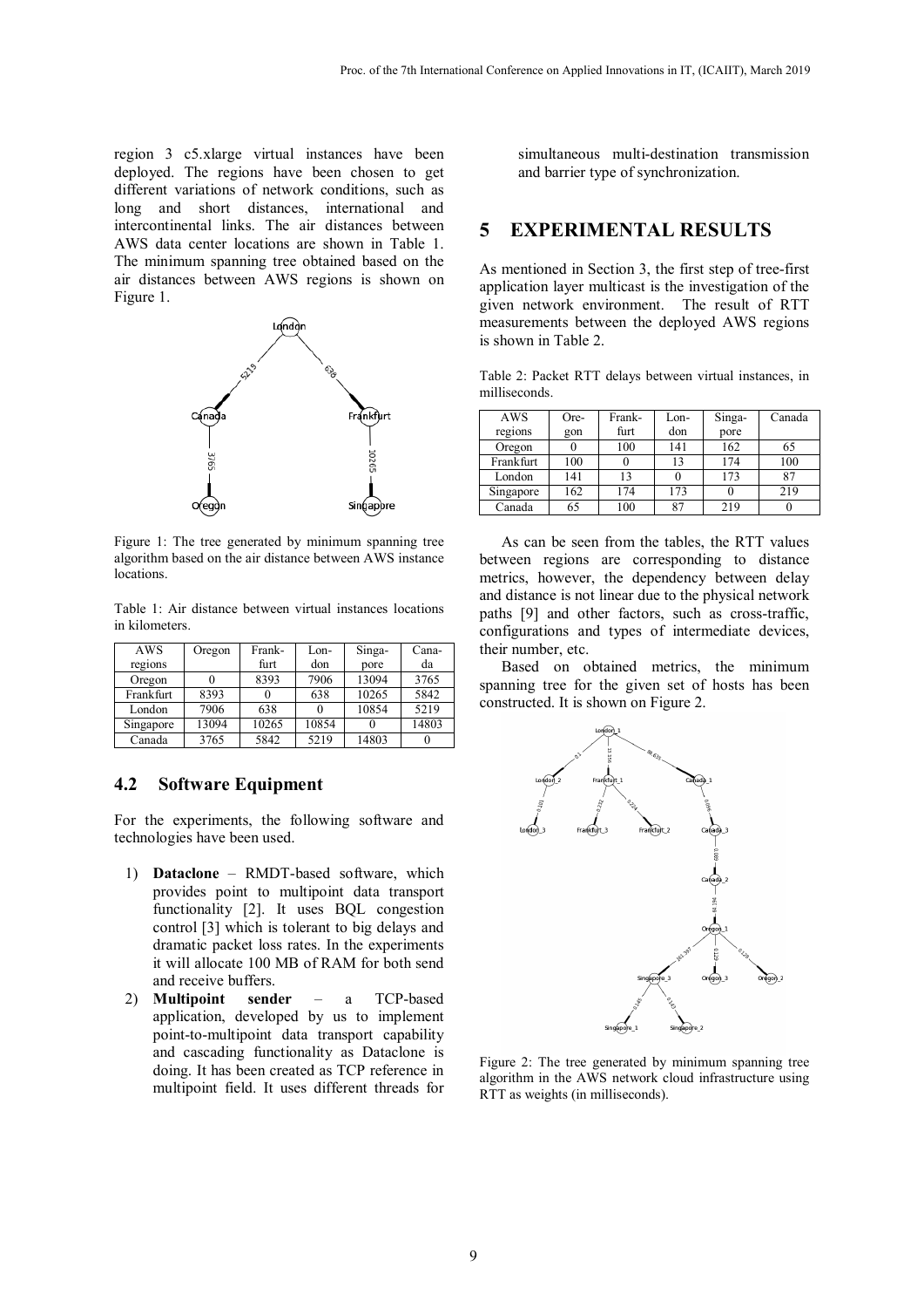region 3 c5.xlarge virtual instances have been deployed. The regions have been chosen to get different variations of network conditions, such as long and short distances, international and intercontinental links. The air distances between AWS data center locations are shown in Table 1. The minimum spanning tree obtained based on the air distances between AWS regions is shown on Figure 1.

Figure 1: The tree generated by minimum spanning tree algorithm based on the air distance between AWS instance locations.

Table 1: Air distance between virtual instances locations in kilometers.

| AWS regions | Oregon | Frankfurt | London | Singapore | Canada |
|---|---|---|---|---|---|
| Oregon | 0 | 8393 | 7906 | 13094 | 3765 |
| Frankfurt | 8393 | 0 | 638 | 10265 | 5842 |
| London | 7906 | 638 | 0 | 10854 | 5219 |
| Singapore | 13094 | 10265 | 10854 | 0 | 14803 |
| Canada | 3765 | 5842 | 5219 | 14803 | 0 |

## 4.2 Software Equipment

For the experiments, the following software and technologies have been used.

1) **Dataclone** – RMDT-based software, which provides point to multipoint data transport functionality [2]. It uses BQL congestion control [3] which is tolerant to big delays and dramatic packet loss rates. In the experiments it will allocate 100 MB of RAM for both send and receive buffers.
2) **Multipoint sender** – a TCP-based application, developed by us to implement point-to-multipoint data transport capability and cascading functionality as Dataclone is doing. It has been created as TCP reference in multipoint field. It uses different threads for simultaneous multi-destination transmission and barrier type of synchronization.

# 5 EXPERIMENTAL RESULTS

As mentioned in Section 3, the first step of tree-first application layer multicast is the investigation of the given network environment. The result of RTT measurements between the deployed AWS regions is shown in Table 2.

Table 2: Packet RTT delays between virtual instances, in milliseconds.

| AWS regions | Oregon | Frankfurt | London | Singapore | Canada |
|---|---|---|---|---|---|
| Oregon | 0 | 100 | 141 | 162 | 65 |
| Frankfurt | 100 | 0 | 13 | 174 | 100 |
| London | 141 | 13 | 0 | 173 | 87 |
| Singapore | 162 | 174 | 173 | 0 | 219 |
| Canada | 65 | 100 | 87 | 219 | 0 |

As can be seen from the tables, the RTT values between regions are corresponding to distance metrics, however, the dependency between delay and distance is not linear due to the physical network paths [9] and other factors, such as cross-traffic, configurations and types of intermediate devices, their number, etc.

Based on obtained metrics, the minimum spanning tree for the given set of hosts has been constructed. It is shown on Figure 2.

Figure 2: The tree generated by minimum spanning tree algorithm in the AWS network cloud infrastructure using RTT as weights (in milliseconds).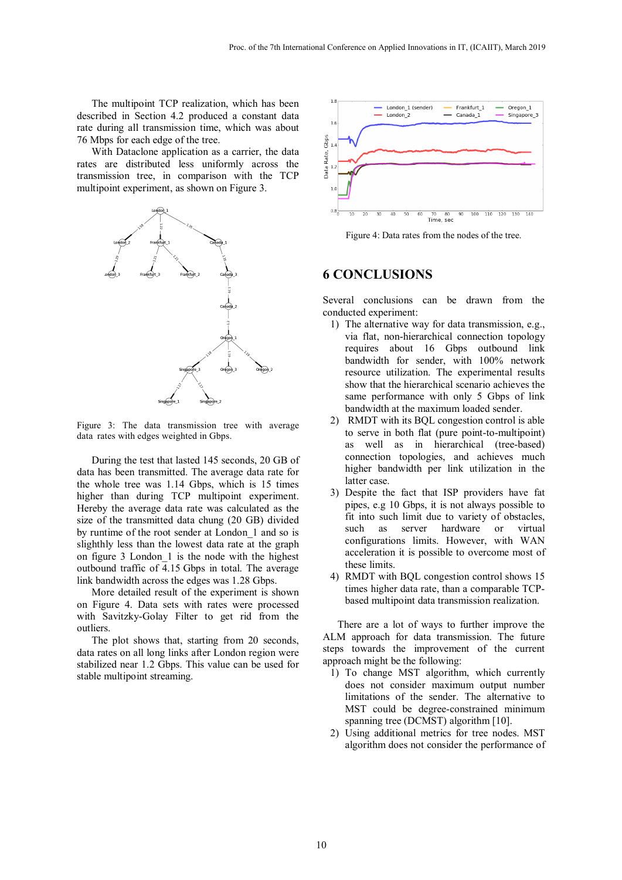The multipoint TCP realization, which has been described in Section 4.2 produced a constant data rate during all transmission time, which was about 76 Mbps for each edge of the tree.

With Dataclone application as a carrier, the data rates are distributed less uniformly across the transmission tree, in comparison with the TCP multipoint experiment, as shown on Figure 3.

Figure 3: The data transmission tree with average data rates with edges weighted in Gbps.

During the test that lasted 145 seconds, 20 GB of data has been transmitted. The average data rate for the whole tree was 1.14 Gbps, which is 15 times higher than during TCP multipoint experiment. Hereby the average data rate was calculated as the size of the transmitted data chung (20 GB) divided by runtime of the root sender at London_1 and so is slighthly less than the lowest data rate at the graph on figure 3 London_1 is the node with the highest outbound traffic of 4.15 Gbps in total. The average link bandwidth across the edges was 1.28 Gbps.

More detailed result of the experiment is shown on Figure 4. Data sets with rates were processed with Savitzky-Golay Filter to get rid from the outliers.

The plot shows that, starting from 20 seconds, data rates on all long links after London region were stabilized near 1.2 Gbps. This value can be used for stable multipoint streaming.

Figure 4: Data rates from the nodes of the tree.

## 6 CONCLUSIONS

Several conclusions can be drawn from the conducted experiment:

1) The alternative way for data transmission, e.g., via flat, non-hierarchical connection topology requires about 16 Gbps outbound link bandwidth for sender, with 100% network resource utilization. The experimental results show that the hierarchical scenario achieves the same performance with only 5 Gbps of link bandwidth at the maximum loaded sender.
2) RMDT with its BQL congestion control is able to serve in both flat (pure point-to-multipoint) as well as in hierarchical (tree-based) connection topologies, and achieves much higher bandwidth per link utilization in the latter case.
3) Despite the fact that ISP providers have fat pipes, e.g 10 Gbps, it is not always possible to fit into such limit due to variety of obstacles, such as server hardware or virtual configurations limits. However, with WAN acceleration it is possible to overcome most of these limits.
4) RMDT with BQL congestion control shows 15 times higher data rate, than a comparable TCP-based multipoint data transmission realization.

There are a lot of ways to further improve the ALM approach for data transmission. The future steps towards the improvement of the current approach might be the following:

1) To change MST algorithm, which currently does not consider maximum output number limitations of the sender. The alternative to MST could be degree-constrained minimum spanning tree (DCMST) algorithm [10].
2) Using additional metrics for tree nodes. MST algorithm does not consider the performance of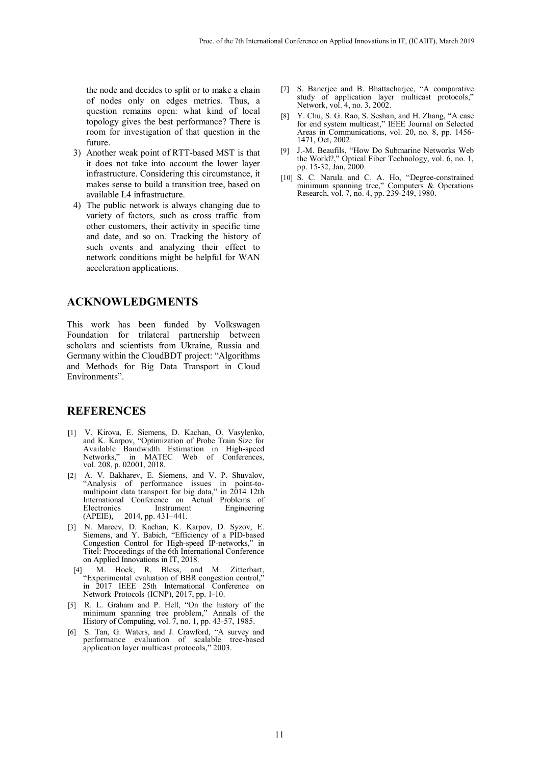the node and decides to split or to make a chain of nodes only on edges metrics. Thus, a question remains open: what kind of local topology gives the best performance? There is room for investigation of that question in the future.

3) Another weak point of RTT-based MST is that it does not take into account the lower layer infrastructure. Considering this circumstance, it makes sense to build a transition tree, based on available L4 infrastructure.
4) The public network is always changing due to variety of factors, such as cross traffic from other customers, their activity in specific time and date, and so on. Tracking the history of such events and analyzing their effect to network conditions might be helpful for WAN acceleration applications.

## ACKNOWLEDGMENTS

This work has been funded by Volkswagen Foundation for trilateral partnership between scholars and scientists from Ukraine, Russia and Germany within the CloudBDT project: "Algorithms and Methods for Big Data Transport in Cloud Environments".

## REFERENCES

[1] V. Kirova, E. Siemens, D. Kachan, O. Vasylenko, and K. Karpov, "Optimization of Probe Train Size for Available Bandwidth Estimation in High-speed Networks," in MATEC Web of Conferences, vol. 208, p. 02001, 2018.

[2] A. V. Bakharev, E. Siemens, and V. P. Shuvalov, "Analysis of performance issues in point-to-multipoint data transport for big data," in 2014 12th International Conference on Actual Problems of Electronics Instrument Engineering (APEIE), 2014, pp. 431–441.

[3] N. Mareev, D. Kachan, K. Karpov, D. Syzov, E. Siemens, and Y. Babich, "Efficiency of a PID-based Congestion Control for High-speed IP-networks," in Titel: Proceedings of the 6th International Conference on Applied Innovations in IT, 2018.

[4] M. Hock, R. Bless, and M. Zitterbart, "Experimental evaluation of BBR congestion control," in 2017 IEEE 25th International Conference on Network Protocols (ICNP), 2017, pp. 1-10.

[5] R. L. Graham and P. Hell, "On the history of the minimum spanning tree problem," Annals of the History of Computing, vol. 7, no. 1, pp. 43-57, 1985.

[6] S. Tan, G. Waters, and J. Crawford, "A survey and performance evaluation of scalable tree-based application layer multicast protocols," 2003.

[7] S. Banerjee and B. Bhattacharjee, "A comparative study of application layer multicast protocols," Network, vol. 4, no. 3, 2002.

[8] Y. Chu, S. G. Rao, S. Seshan, and H. Zhang, "A case for end system multicast," IEEE Journal on Selected Areas in Communications, vol. 20, no. 8, pp. 1456-1471, Oct, 2002.

[9] J.-M. Beaufils, "How Do Submarine Networks Web the World?," Optical Fiber Technology, vol. 6, no. 1, pp. 15-32, Jan, 2000.

[10] S. C. Narula and C. A. Ho, "Degree-constrained minimum spanning tree," Computers & Operations Research, vol. 7, no. 4, pp. 239-249, 1980.